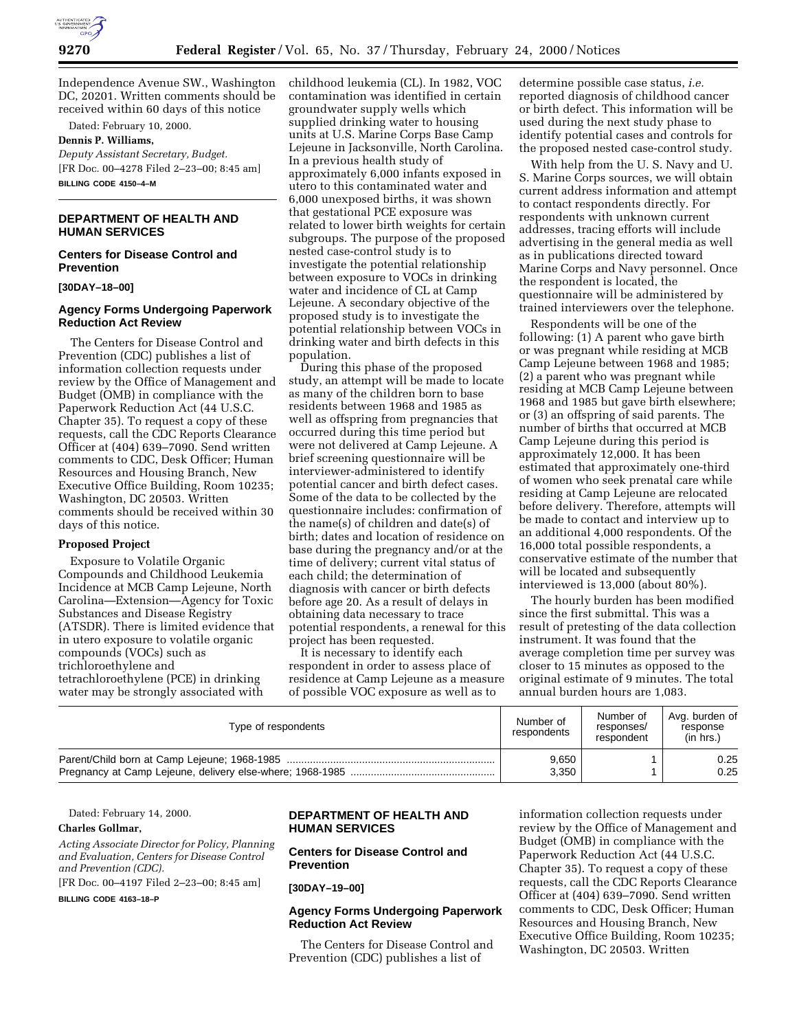Independence Avenue SW., Washington DC, 20201. Written comments should be received within 60 days of this notice

Dated: February 10, 2000.

**Dennis P. Williams,**

*Deputy Assistant Secretary, Budget.*

[FR Doc. 00–4278 Filed 2–23–00; 8:45 am]

**BILLING CODE 4150–4–M**

## DEPARTMENT OF HEALTH AND HUMAN SERVICES

### Centers for Disease Control and Prevention

**[30DAY–18–00]**

### Agency Forms Undergoing Paperwork Reduction Act Review

The Centers for Disease Control and Prevention (CDC) publishes a list of information collection requests under review by the Office of Management and Budget (OMB) in compliance with the Paperwork Reduction Act (44 U.S.C. Chapter 35). To request a copy of these requests, call the CDC Reports Clearance Officer at (404) 639–7090. Send written comments to CDC, Desk Officer; Human Resources and Housing Branch, New Executive Office Building, Room 10235; Washington, DC 20503. Written comments should be received within 30 days of this notice.

**Proposed Project**

Exposure to Volatile Organic Compounds and Childhood Leukemia Incidence at MCB Camp Lejeune, North Carolina—Extension—Agency for Toxic Substances and Disease Registry (ATSDR). There is limited evidence that in utero exposure to volatile organic compounds (VOCs) such as trichloroethylene and tetrachloroethylene (PCE) in drinking water may be strongly associated with childhood leukemia (CL). In 1982, VOC contamination was identified in certain groundwater supply wells which supplied drinking water to housing units at U.S. Marine Corps Base Camp Lejeune in Jacksonville, North Carolina. In a previous health study of approximately 6,000 infants exposed in utero to this contaminated water and 6,000 unexposed births, it was shown that gestational PCE exposure was related to lower birth weights for certain subgroups. The purpose of the proposed nested case-control study is to investigate the potential relationship between exposure to VOCs in drinking water and incidence of CL at Camp Lejeune. A secondary objective of the proposed study is to investigate the potential relationship between VOCs in drinking water and birth defects in this population.

During this phase of the proposed study, an attempt will be made to locate as many of the children born to base residents between 1968 and 1985 as well as offspring from pregnancies that occurred during this time period but were not delivered at Camp Lejeune. A brief screening questionnaire will be interviewer-administered to identify potential cancer and birth defect cases. Some of the data to be collected by the questionnaire includes: confirmation of the name(s) of children and date(s) of birth; dates and location of residence on base during the pregnancy and/or at the time of delivery; current vital status of each child; the determination of diagnosis with cancer or birth defects before age 20. As a result of delays in obtaining data necessary to trace potential respondents, a renewal for this project has been requested.

It is necessary to identify each respondent in order to assess place of residence at Camp Lejeune as a measure of possible VOC exposure as well as to determine possible case status, *i.e.* reported diagnosis of childhood cancer or birth defect. This information will be used during the next study phase to identify potential cases and controls for the proposed nested case-control study.

With help from the U. S. Navy and U. S. Marine Corps sources, we will obtain current address information and attempt to contact respondents directly. For respondents with unknown current addresses, tracing efforts will include advertising in the general media as well as in publications directed toward Marine Corps and Navy personnel. Once the respondent is located, the questionnaire will be administered by trained interviewers over the telephone.

Respondents will be one of the following: (1) A parent who gave birth or was pregnant while residing at MCB Camp Lejeune between 1968 and 1985; (2) a parent who was pregnant while residing at MCB Camp Lejeune between 1968 and 1985 but gave birth elsewhere; or (3) an offspring of said parents. The number of births that occurred at MCB Camp Lejeune during this period is approximately 12,000. It has been estimated that approximately one-third of women who seek prenatal care while residing at Camp Lejeune are relocated before delivery. Therefore, attempts will be made to contact and interview up to an additional 4,000 respondents. Of the 16,000 total possible respondents, a conservative estimate of the number that will be located and subsequently interviewed is 13,000 (about 80%).

The hourly burden has been modified since the first submittal. This was a result of pretesting of the data collection instrument. It was found that the average completion time per survey was closer to 15 minutes as opposed to the original estimate of 9 minutes. The total annual burden hours are 1,083.

| Type of respondents | Number of respondents | Number of responses/ respondent | Avg. burden of response (in hrs.) |
|---|---|---|---|
| Parent/Child born at Camp Lejeune; 1968-1985 | 9,650 | 1 | 0.25 |
| Pregnancy at Camp Lejeune, delivery else-where; 1968-1985 | 3,350 | 1 | 0.25 |

Dated: February 14, 2000.

**Charles Gollmar,**

*Acting Associate Director for Policy, Planning and Evaluation, Centers for Disease Control and Prevention (CDC).*

[FR Doc. 00–4197 Filed 2–23–00; 8:45 am]

**BILLING CODE 4163–18–P**

## DEPARTMENT OF HEALTH AND HUMAN SERVICES

### Centers for Disease Control and Prevention

**[30DAY–19–00]**

### Agency Forms Undergoing Paperwork Reduction Act Review

The Centers for Disease Control and Prevention (CDC) publishes a list of information collection requests under review by the Office of Management and Budget (OMB) in compliance with the Paperwork Reduction Act (44 U.S.C. Chapter 35). To request a copy of these requests, call the CDC Reports Clearance Officer at (404) 639–7090. Send written comments to CDC, Desk Officer; Human Resources and Housing Branch, New Executive Office Building, Room 10235; Washington, DC 20503. Written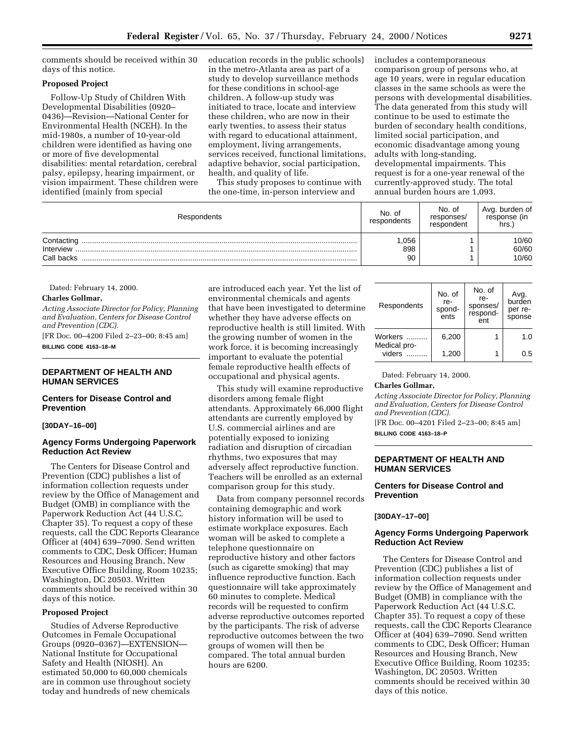comments should be received within 30 days of this notice.

**Proposed Project**

Follow-Up Study of Children With Developmental Disabilities (0920–0436)—Revision—National Center for Environmental Health (NCEH). In the mid-1980s, a number of 10-year-old children were identified as having one or more of five developmental disabilities: mental retardation, cerebral palsy, epilepsy, hearing impairment, or vision impairment. These children were identified (mainly from special education records in the public schools) in the metro-Atlanta area as part of a study to develop surveillance methods for these conditions in school-age children. A follow-up study was initiated to trace, locate and interview these children, who are now in their early twenties, to assess their status with regard to educational attainment, employment, living arrangements, services received, functional limitations, adaptive behavior, social participation, health, and quality of life.

This study proposes to continue with the one-time, in-person interview and includes a contemporaneous comparison group of persons who, at age 10 years, were in regular education classes in the same schools as were the persons with developmental disabilities. The data generated from this study will continue to be used to estimate the burden of secondary health conditions, limited social participation, and economic disadvantage among young adults with long-standing, developmental impairments. This request is for a one-year renewal of the currently-approved study. The total annual burden hours are 1,093.

| Respondents | No. of respondents | No. of responses/respondent | Avg. burden of response (in hrs.) |
|---|---|---|---|
| Contacting | 1,056 | 1 | 10/60 |
| Interview | 898 | 1 | 60/60 |
| Call backs | 90 | 1 | 10/60 |

Dated: February 14, 2000.

**Charles Gollmar,**

*Acting Associate Director for Policy, Planning and Evaluation, Centers for Disease Control and Prevention (CDC).*

[FR Doc. 00–4200 Filed 2–23–00; 8:45 am]

**BILLING CODE 4163–18–M**

## DEPARTMENT OF HEALTH AND HUMAN SERVICES

### Centers for Disease Control and Prevention

**[30DAY–16–00]**

### Agency Forms Undergoing Paperwork Reduction Act Review

The Centers for Disease Control and Prevention (CDC) publishes a list of information collection requests under review by the Office of Management and Budget (OMB) in compliance with the Paperwork Reduction Act (44 U.S.C. Chapter 35). To request a copy of these requests, call the CDC Reports Clearance Officer at (404) 639–7090. Send written comments to CDC, Desk Officer; Human Resources and Housing Branch, New Executive Office Building, Room 10235; Washington, DC 20503. Written comments should be received within 30 days of this notice.

**Proposed Project**

Studies of Adverse Reproductive Outcomes in Female Occupational Groups (0920–0367)—EXTENSION—National Institute for Occupational Safety and Health (NIOSH). An estimated 50,000 to 60,000 chemicals are in common use throughout society today and hundreds of new chemicals are introduced each year. Yet the list of environmental chemicals and agents that have been investigated to determine whether they have adverse effects on reproductive health is still limited. With the growing number of women in the work force, it is becoming increasingly important to evaluate the potential female reproductive health effects of occupational and physical agents.

This study will examine reproductive disorders among female flight attendants. Approximately 66,000 flight attendants are currently employed by U.S. commercial airlines and are potentially exposed to ionizing radiation and disruption of circadian rhythms, two exposures that may adversely affect reproductive function. Teachers will be enrolled as an external comparison group for this study.

Data from company personnel records containing demographic and work history information will be used to estimate workplace exposures. Each woman will be asked to complete a telephone questionnaire on reproductive history and other factors (such as cigarette smoking) that may influence reproductive function. Each questionnaire will take approximately 60 minutes to complete. Medical records will be requested to confirm adverse reproductive outcomes reported by the participants. The risk of adverse reproductive outcomes between the two groups of women will then be compared. The total annual burden hours are 6200.

| Respondents | No. of respondents | No. of responses/respondent | Avg. burden per response |
|---|---|---|---|
| Workers | 6,200 | 1 | 1.0 |
| Medical providers | 1,200 | 1 | 0.5 |

Dated: February 14, 2000.

**Charles Gollmar,**

*Acting Associate Director for Policy, Planning and Evaluation, Centers for Disease Control and Prevention (CDC).*

[FR Doc. 00–4201 Filed 2–23–00; 8:45 am]

**BILLING CODE 4163–18–P**

## DEPARTMENT OF HEALTH AND HUMAN SERVICES

### Centers for Disease Control and Prevention

**[30DAY–17–00]**

### Agency Forms Undergoing Paperwork Reduction Act Review

The Centers for Disease Control and Prevention (CDC) publishes a list of information collection requests under review by the Office of Management and Budget (OMB) in compliance with the Paperwork Reduction Act (44 U.S.C. Chapter 35). To request a copy of these requests, call the CDC Reports Clearance Officer at (404) 639–7090. Send written comments to CDC, Desk Officer; Human Resources and Housing Branch, New Executive Office Building, Room 10235; Washington, DC 20503. Written comments should be received within 30 days of this notice.